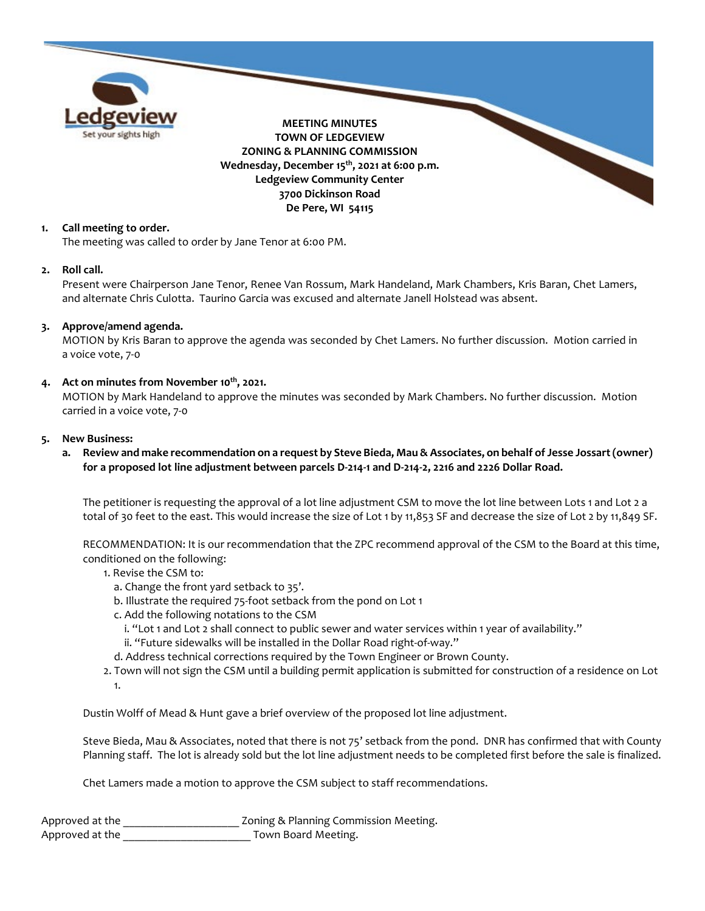Ledgeview
Set your sights high

**MEETING MINUTES**
**TOWN OF LEDGEVIEW**
**ZONING & PLANNING COMMISSION**
**Wednesday, December 15th, 2021 at 6:00 p.m.**
**Ledgeview Community Center**
**3700 Dickinson Road**
**De Pere, WI 54115**

1. **Call meeting to order.**
   The meeting was called to order by Jane Tenor at 6:00 PM.

2. **Roll call.**
   Present were Chairperson Jane Tenor, Renee Van Rossum, Mark Handeland, Mark Chambers, Kris Baran, Chet Lamers, and alternate Chris Culotta. Taurino Garcia was excused and alternate Janell Holstead was absent.

3. **Approve/amend agenda.**
   MOTION by Kris Baran to approve the agenda was seconded by Chet Lamers. No further discussion. Motion carried in a voice vote, 7-0

4. **Act on minutes from November 10th, 2021.**
   MOTION by Mark Handeland to approve the minutes was seconded by Mark Chambers. No further discussion. Motion carried in a voice vote, 7-0

5. **New Business:**
   a. **Review and make recommendation on a request by Steve Bieda, Mau & Associates, on behalf of Jesse Jossart (owner) for a proposed lot line adjustment between parcels D-214-1 and D-214-2, 2216 and 2226 Dollar Road.**

   The petitioner is requesting the approval of a lot line adjustment CSM to move the lot line between Lots 1 and Lot 2 a total of 30 feet to the east. This would increase the size of Lot 1 by 11,853 SF and decrease the size of Lot 2 by 11,849 SF.

   RECOMMENDATION: It is our recommendation that the ZPC recommend approval of the CSM to the Board at this time, conditioned on the following:

   1. Revise the CSM to:
      a. Change the front yard setback to 35'.
      b. Illustrate the required 75-foot setback from the pond on Lot 1
      c. Add the following notations to the CSM
         i. "Lot 1 and Lot 2 shall connect to public sewer and water services within 1 year of availability."
         ii. "Future sidewalks will be installed in the Dollar Road right-of-way."
      d. Address technical corrections required by the Town Engineer or Brown County.
   2. Town will not sign the CSM until a building permit application is submitted for construction of a residence on Lot 1.

   Dustin Wolff of Mead & Hunt gave a brief overview of the proposed lot line adjustment.

   Steve Bieda, Mau & Associates, noted that there is not 75' setback from the pond. DNR has confirmed that with County Planning staff. The lot is already sold but the lot line adjustment needs to be completed first before the sale is finalized.

   Chet Lamers made a motion to approve the CSM subject to staff recommendations.

Approved at the ____________________ Zoning & Planning Commission Meeting.
Approved at the ______________________ Town Board Meeting.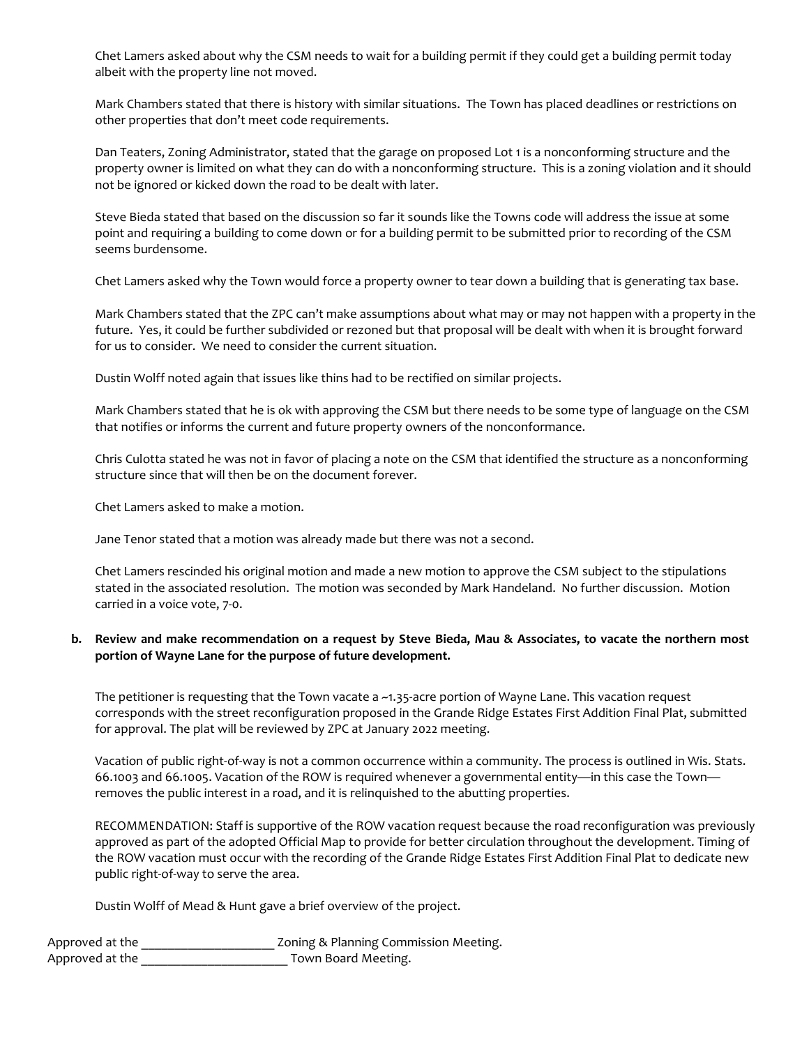Chet Lamers asked about why the CSM needs to wait for a building permit if they could get a building permit today albeit with the property line not moved.

Mark Chambers stated that there is history with similar situations. The Town has placed deadlines or restrictions on other properties that don't meet code requirements.

Dan Teaters, Zoning Administrator, stated that the garage on proposed Lot 1 is a nonconforming structure and the property owner is limited on what they can do with a nonconforming structure. This is a zoning violation and it should not be ignored or kicked down the road to be dealt with later.

Steve Bieda stated that based on the discussion so far it sounds like the Towns code will address the issue at some point and requiring a building to come down or for a building permit to be submitted prior to recording of the CSM seems burdensome.

Chet Lamers asked why the Town would force a property owner to tear down a building that is generating tax base.

Mark Chambers stated that the ZPC can't make assumptions about what may or may not happen with a property in the future. Yes, it could be further subdivided or rezoned but that proposal will be dealt with when it is brought forward for us to consider. We need to consider the current situation.

Dustin Wolff noted again that issues like thins had to be rectified on similar projects.

Mark Chambers stated that he is ok with approving the CSM but there needs to be some type of language on the CSM that notifies or informs the current and future property owners of the nonconformance.

Chris Culotta stated he was not in favor of placing a note on the CSM that identified the structure as a nonconforming structure since that will then be on the document forever.

Chet Lamers asked to make a motion.

Jane Tenor stated that a motion was already made but there was not a second.

Chet Lamers rescinded his original motion and made a new motion to approve the CSM subject to the stipulations stated in the associated resolution. The motion was seconded by Mark Handeland. No further discussion. Motion carried in a voice vote, 7-0.

**b. Review and make recommendation on a request by Steve Bieda, Mau & Associates, to vacate the northern most portion of Wayne Lane for the purpose of future development.**

The petitioner is requesting that the Town vacate a ~1.35-acre portion of Wayne Lane. This vacation request corresponds with the street reconfiguration proposed in the Grande Ridge Estates First Addition Final Plat, submitted for approval. The plat will be reviewed by ZPC at January 2022 meeting.

Vacation of public right-of-way is not a common occurrence within a community. The process is outlined in Wis. Stats. 66.1003 and 66.1005. Vacation of the ROW is required whenever a governmental entity—in this case the Town—removes the public interest in a road, and it is relinquished to the abutting properties.

RECOMMENDATION: Staff is supportive of the ROW vacation request because the road reconfiguration was previously approved as part of the adopted Official Map to provide for better circulation throughout the development. Timing of the ROW vacation must occur with the recording of the Grande Ridge Estates First Addition Final Plat to dedicate new public right-of-way to serve the area.

Dustin Wolff of Mead & Hunt gave a brief overview of the project.

Approved at the ____________________ Zoning & Planning Commission Meeting.
Approved at the ______________________ Town Board Meeting.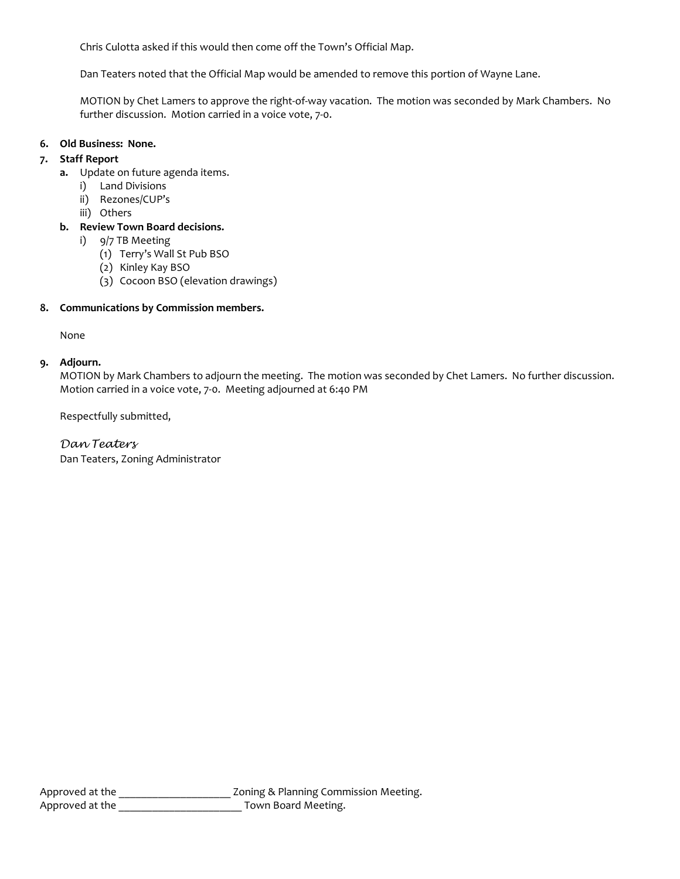Chris Culotta asked if this would then come off the Town's Official Map.

Dan Teaters noted that the Official Map would be amended to remove this portion of Wayne Lane.

MOTION by Chet Lamers to approve the right-of-way vacation. The motion was seconded by Mark Chambers. No further discussion. Motion carried in a voice vote, 7-0.

6. **Old Business: None.**
7. **Staff Report**
   a. Update on future agenda items.
      i) Land Divisions
      ii) Rezones/CUP's
      iii) Others
   b. **Review Town Board decisions.**
      i) 9/7 TB Meeting
         (1) Terry's Wall St Pub BSO
         (2) Kinley Kay BSO
         (3) Cocoon BSO (elevation drawings)

8. **Communications by Commission members.**

   None

9. **Adjourn.**
   MOTION by Mark Chambers to adjourn the meeting. The motion was seconded by Chet Lamers. No further discussion. Motion carried in a voice vote, 7-0. Meeting adjourned at 6:40 PM

Respectfully submitted,

*Dan Teaters*
Dan Teaters, Zoning Administrator

Approved at the ____________________ Zoning & Planning Commission Meeting.
Approved at the ______________________ Town Board Meeting.